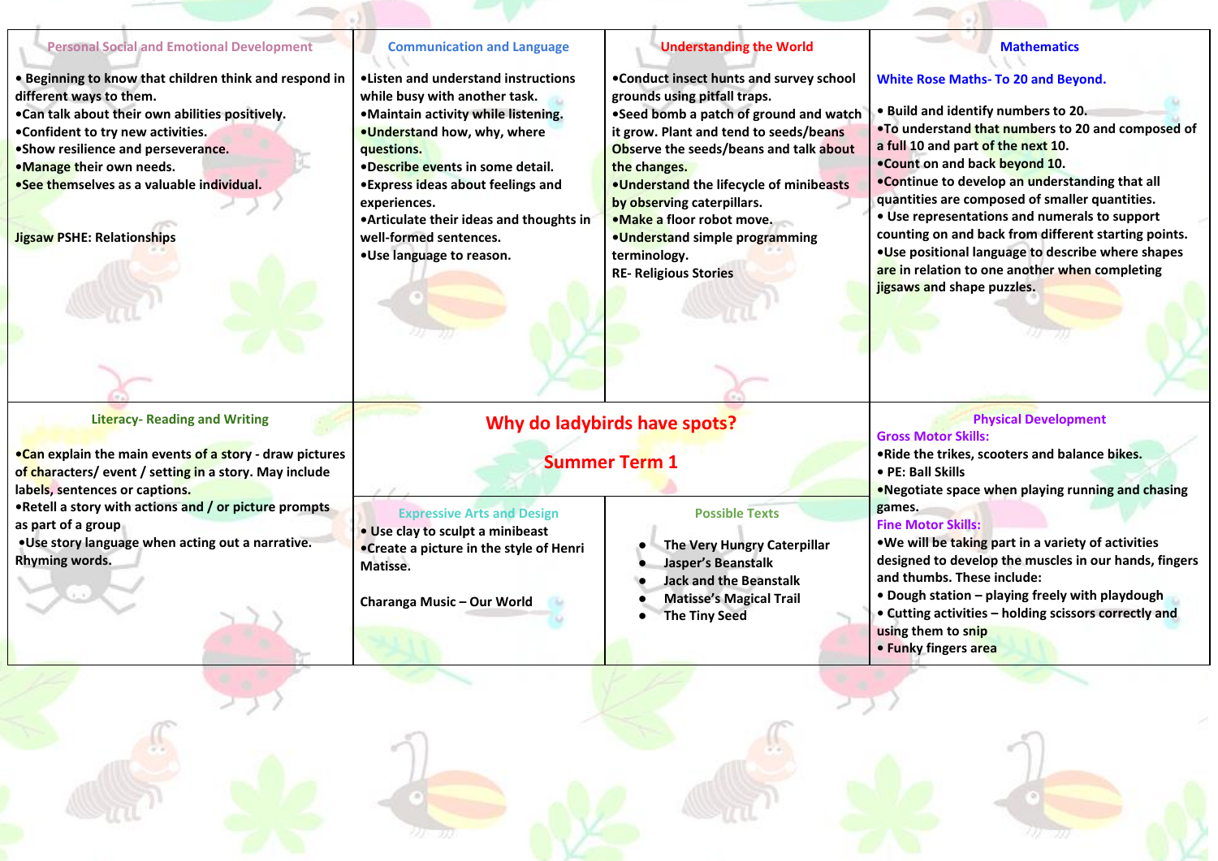# Why do ladybirds have spots?

## Summer Term 1

### Personal Social and Emotional Development

- Beginning to know that children think and respond in different ways to them.
- Can talk about their own abilities positively.
- Confident to try new activities.
- Show resilience and perseverance.
- Manage their own needs.
- See themselves as a valuable individual.

Jigsaw PSHE: Relationships

### Communication and Language

- Listen and understand instructions while busy with another task.
- Maintain activity while listening.
- Understand how, why, where questions.
- Describe events in some detail.
- Express ideas about feelings and experiences.
- Articulate their ideas and thoughts in well-formed sentences.
- Use language to reason.

### Understanding the World

- Conduct insect hunts and survey school grounds using pitfall traps.
- Seed bomb a patch of ground and watch it grow. Plant and tend to seeds/beans Observe the seeds/beans and talk about the changes.
- Understand the lifecycle of minibeasts by observing caterpillars.
- Make a floor robot move.
- Understand simple programming terminology.

RE- Religious Stories

### Mathematics

**White Rose Maths- To 20 and Beyond.**

- Build and identify numbers to 20.
- To understand that numbers to 20 and composed of a full 10 and part of the next 10.
- Count on and back beyond 10.
- Continue to develop an understanding that all quantities are composed of smaller quantities.
- Use representations and numerals to support counting on and back from different starting points.
- Use positional language to describe where shapes are in relation to one another when completing jigsaws and shape puzzles.

### Literacy- Reading and Writing

- Can explain the main events of a story - draw pictures of characters/ event / setting in a story. May include labels, sentences or captions.
- Retell a story with actions and / or picture prompts as part of a group
- Use story language when acting out a narrative.

Rhyming words.

### Expressive Arts and Design

- Use clay to sculpt a minibeast
- Create a picture in the style of Henri Matisse.

Charanga Music – Our World

### Possible Texts

- The Very Hungry Caterpillar
- Jasper's Beanstalk
- Jack and the Beanstalk
- Matisse's Magical Trail
- The Tiny Seed

### Physical Development

**Gross Motor Skills:**

- Ride the trikes, scooters and balance bikes.
- PE: Ball Skills
- Negotiate space when playing running and chasing games.

**Fine Motor Skills:**

- We will be taking part in a variety of activities designed to develop the muscles in our hands, fingers and thumbs. These include:
- Dough station – playing freely with playdough
- Cutting activities – holding scissors correctly and using them to snip
- Funky fingers area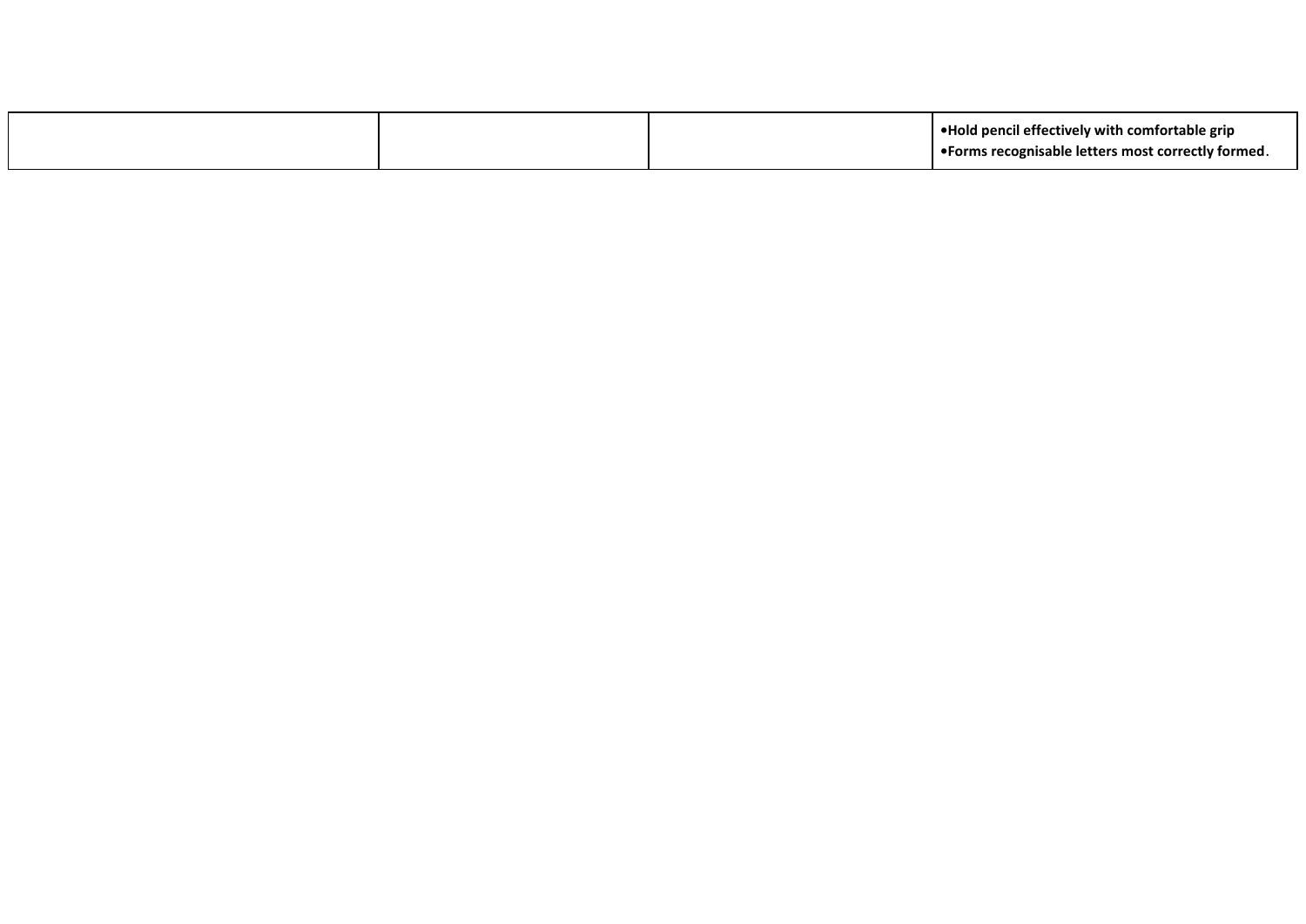| | | | |
|---|---|---|---|
| | | | **•Hold pencil effectively with comfortable grip**<br>**•Forms recognisable letters most correctly formed**. |